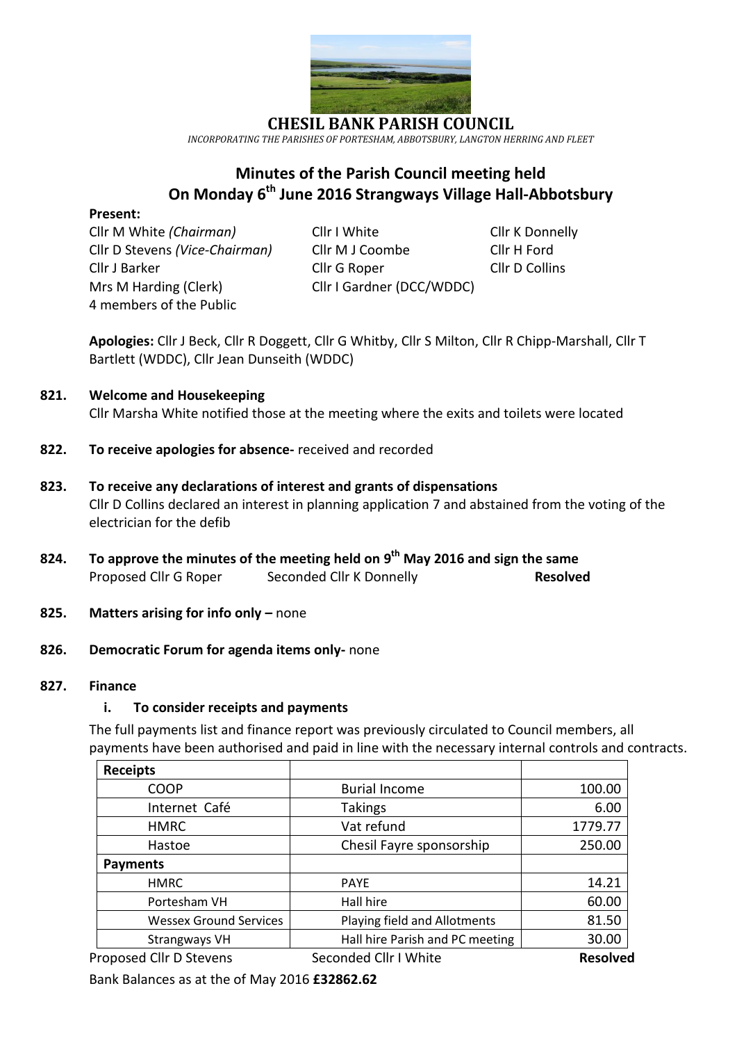# CHESIL BANK PARISH COUNCIL

*INCORPORATING THE PARISHES OF PORTESHAM, ABBOTSBURY, LANGTON HERRING AND FLEET*

## Minutes of the Parish Council meeting held On Monday 6th June 2016 Strangways Village Hall-Abbotsbury

**Present:**

Cllr M White *(Chairman)*
Cllr D Stevens *(Vice-Chairman)*
Cllr J Barker
Mrs M Harding (Clerk)
4 members of the Public
Cllr I White
Cllr M J Coombe
Cllr G Roper
Cllr I Gardner (DCC/WDDC)
Cllr K Donnelly
Cllr H Ford
Cllr D Collins

**Apologies:** Cllr J Beck, Cllr R Doggett, Cllr G Whitby, Cllr S Milton, Cllr R Chipp-Marshall, Cllr T Bartlett (WDDC), Cllr Jean Dunseith (WDDC)

**821. Welcome and Housekeeping**

Cllr Marsha White notified those at the meeting where the exits and toilets were located

**822. To receive apologies for absence-** received and recorded

**823. To receive any declarations of interest and grants of dispensations**

Cllr D Collins declared an interest in planning application 7 and abstained from the voting of the electrician for the defib

**824. To approve the minutes of the meeting held on 9th May 2016 and sign the same**

Proposed Cllr G Roper Seconded Cllr K Donnelly **Resolved**

**825. Matters arising for info only –** none

**826. Democratic Forum for agenda items only-** none

**827. Finance**

**i. To consider receipts and payments**

The full payments list and finance report was previously circulated to Council members, all payments have been authorised and paid in line with the necessary internal controls and contracts.

| **Receipts** | | |
|---|---|---|
| COOP | Burial Income | 100.00 |
| Internet Café | Takings | 6.00 |
| HMRC | Vat refund | 1779.77 |
| Hastoe | Chesil Fayre sponsorship | 250.00 |
| **Payments** | | |
| HMRC | PAYE | 14.21 |
| Portesham VH | Hall hire | 60.00 |
| Wessex Ground Services | Playing field and Allotments | 81.50 |
| Strangways VH | Hall hire Parish and PC meeting | 30.00 |

Proposed Cllr D Stevens Seconded Cllr I White **Resolved**

Bank Balances as at the of May 2016 **£32862.62**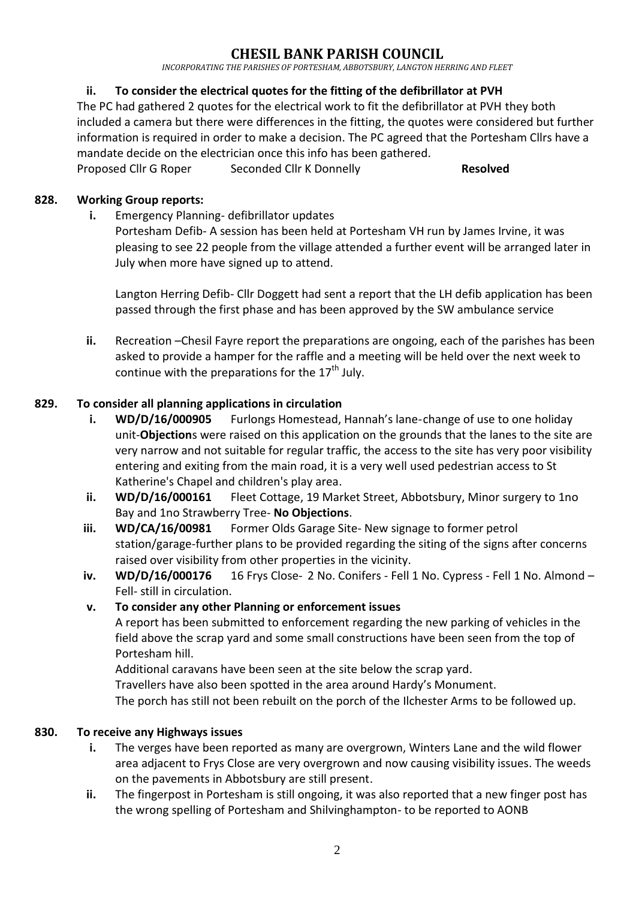# CHESIL BANK PARISH COUNCIL

*INCORPORATING THE PARISHES OF PORTESHAM, ABBOTSBURY, LANGTON HERRING AND FLEET*

**ii. To consider the electrical quotes for the fitting of the defibrillator at PVH**

The PC had gathered 2 quotes for the electrical work to fit the defibrillator at PVH they both included a camera but there were differences in the fitting, the quotes were considered but further information is required in order to make a decision. The PC agreed that the Portesham Cllrs have a mandate decide on the electrician once this info has been gathered.

Proposed Cllr G Roper Seconded Cllr K Donnelly **Resolved**

**828. Working Group reports:**

**i.** Emergency Planning- defibrillator updates

Portesham Defib- A session has been held at Portesham VH run by James Irvine, it was pleasing to see 22 people from the village attended a further event will be arranged later in July when more have signed up to attend.

Langton Herring Defib- Cllr Doggett had sent a report that the LH defib application has been passed through the first phase and has been approved by the SW ambulance service

**ii.** Recreation –Chesil Fayre report the preparations are ongoing, each of the parishes has been asked to provide a hamper for the raffle and a meeting will be held over the next week to continue with the preparations for the 17th July.

**829. To consider all planning applications in circulation**

**i. WD/D/16/000905** Furlongs Homestead, Hannah's lane-change of use to one holiday unit-**Objection**s were raised on this application on the grounds that the lanes to the site are very narrow and not suitable for regular traffic, the access to the site has very poor visibility entering and exiting from the main road, it is a very well used pedestrian access to St Katherine's Chapel and children's play area.

**ii. WD/D/16/000161** Fleet Cottage, 19 Market Street, Abbotsbury, Minor surgery to 1no Bay and 1no Strawberry Tree- **No Objections**.

**iii. WD/CA/16/00981** Former Olds Garage Site- New signage to former petrol station/garage-further plans to be provided regarding the siting of the signs after concerns raised over visibility from other properties in the vicinity.

**iv. WD/D/16/000176** 16 Frys Close- 2 No. Conifers - Fell 1 No. Cypress - Fell 1 No. Almond – Fell- still in circulation.

**v. To consider any other Planning or enforcement issues**

A report has been submitted to enforcement regarding the new parking of vehicles in the field above the scrap yard and some small constructions have been seen from the top of Portesham hill.

Additional caravans have been seen at the site below the scrap yard.

Travellers have also been spotted in the area around Hardy's Monument.

The porch has still not been rebuilt on the porch of the Ilchester Arms to be followed up.

**830. To receive any Highways issues**

**i.** The verges have been reported as many are overgrown, Winters Lane and the wild flower area adjacent to Frys Close are very overgrown and now causing visibility issues. The weeds on the pavements in Abbotsbury are still present.

**ii.** The fingerpost in Portesham is still ongoing, it was also reported that a new finger post has the wrong spelling of Portesham and Shilvinghampton- to be reported to AONB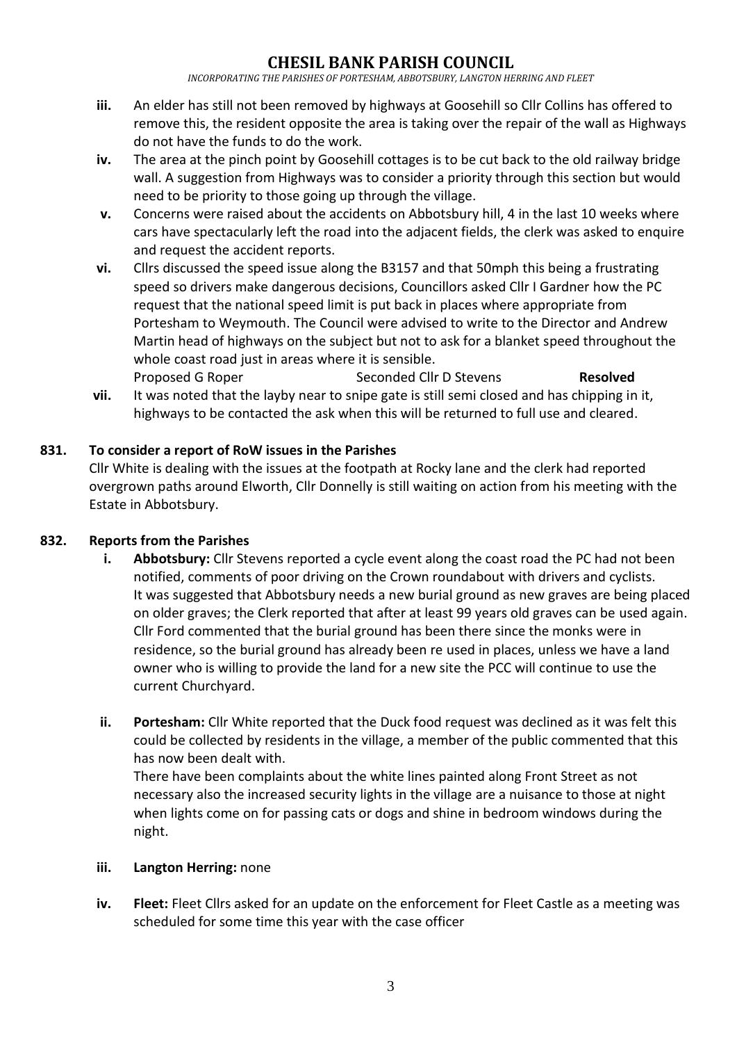- **iii.** An elder has still not been removed by highways at Goosehill so Cllr Collins has offered to remove this, the resident opposite the area is taking over the repair of the wall as Highways do not have the funds to do the work.
- **iv.** The area at the pinch point by Goosehill cottages is to be cut back to the old railway bridge wall. A suggestion from Highways was to consider a priority through this section but would need to be priority to those going up through the village.
- **v.** Concerns were raised about the accidents on Abbotsbury hill, 4 in the last 10 weeks where cars have spectacularly left the road into the adjacent fields, the clerk was asked to enquire and request the accident reports.
- **vi.** Cllrs discussed the speed issue along the B3157 and that 50mph this being a frustrating speed so drivers make dangerous decisions, Councillors asked Cllr I Gardner how the PC request that the national speed limit is put back in places where appropriate from Portesham to Weymouth. The Council were advised to write to the Director and Andrew Martin head of highways on the subject but not to ask for a blanket speed throughout the whole coast road just in areas where it is sensible.
  Proposed G Roper Seconded Cllr D Stevens **Resolved**
- **vii.** It was noted that the layby near to snipe gate is still semi closed and has chipping in it, highways to be contacted the ask when this will be returned to full use and cleared.

**831. To consider a report of RoW issues in the Parishes**

Cllr White is dealing with the issues at the footpath at Rocky lane and the clerk had reported overgrown paths around Elworth, Cllr Donnelly is still waiting on action from his meeting with the Estate in Abbotsbury.

**832. Reports from the Parishes**

- **i. Abbotsbury:** Cllr Stevens reported a cycle event along the coast road the PC had not been notified, comments of poor driving on the Crown roundabout with drivers and cyclists. It was suggested that Abbotsbury needs a new burial ground as new graves are being placed on older graves; the Clerk reported that after at least 99 years old graves can be used again. Cllr Ford commented that the burial ground has been there since the monks were in residence, so the burial ground has already been re used in places, unless we have a land owner who is willing to provide the land for a new site the PCC will continue to use the current Churchyard.

- **ii. Portesham:** Cllr White reported that the Duck food request was declined as it was felt this could be collected by residents in the village, a member of the public commented that this has now been dealt with.
  There have been complaints about the white lines painted along Front Street as not necessary also the increased security lights in the village are a nuisance to those at night when lights come on for passing cats or dogs and shine in bedroom windows during the night.

- **iii. Langton Herring:** none

- **iv. Fleet:** Fleet Cllrs asked for an update on the enforcement for Fleet Castle as a meeting was scheduled for some time this year with the case officer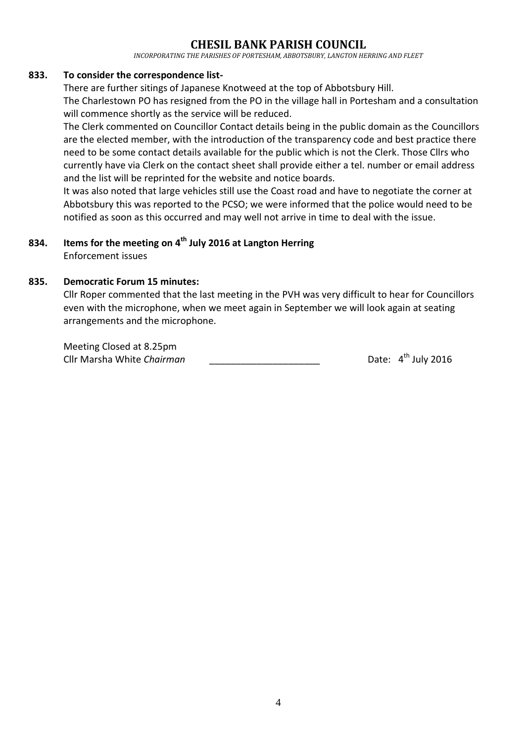# CHESIL BANK PARISH COUNCIL

*INCORPORATING THE PARISHES OF PORTESHAM, ABBOTSBURY, LANGTON HERRING AND FLEET*

**833. To consider the correspondence list-**

There are further sitings of Japanese Knotweed at the top of Abbotsbury Hill.

The Charlestown PO has resigned from the PO in the village hall in Portesham and a consultation will commence shortly as the service will be reduced.

The Clerk commented on Councillor Contact details being in the public domain as the Councillors are the elected member, with the introduction of the transparency code and best practice there need to be some contact details available for the public which is not the Clerk. Those Cllrs who currently have via Clerk on the contact sheet shall provide either a tel. number or email address and the list will be reprinted for the website and notice boards.

It was also noted that large vehicles still use the Coast road and have to negotiate the corner at Abbotsbury this was reported to the PCSO; we were informed that the police would need to be notified as soon as this occurred and may well not arrive in time to deal with the issue.

**834. Items for the meeting on 4th July 2016 at Langton Herring**

Enforcement issues

**835. Democratic Forum 15 minutes:**

Cllr Roper commented that the last meeting in the PVH was very difficult to hear for Councillors even with the microphone, when we meet again in September we will look again at seating arrangements and the microphone.

Meeting Closed at 8.25pm

Cllr Marsha White *Chairman* _____________________ Date: 4th July 2016